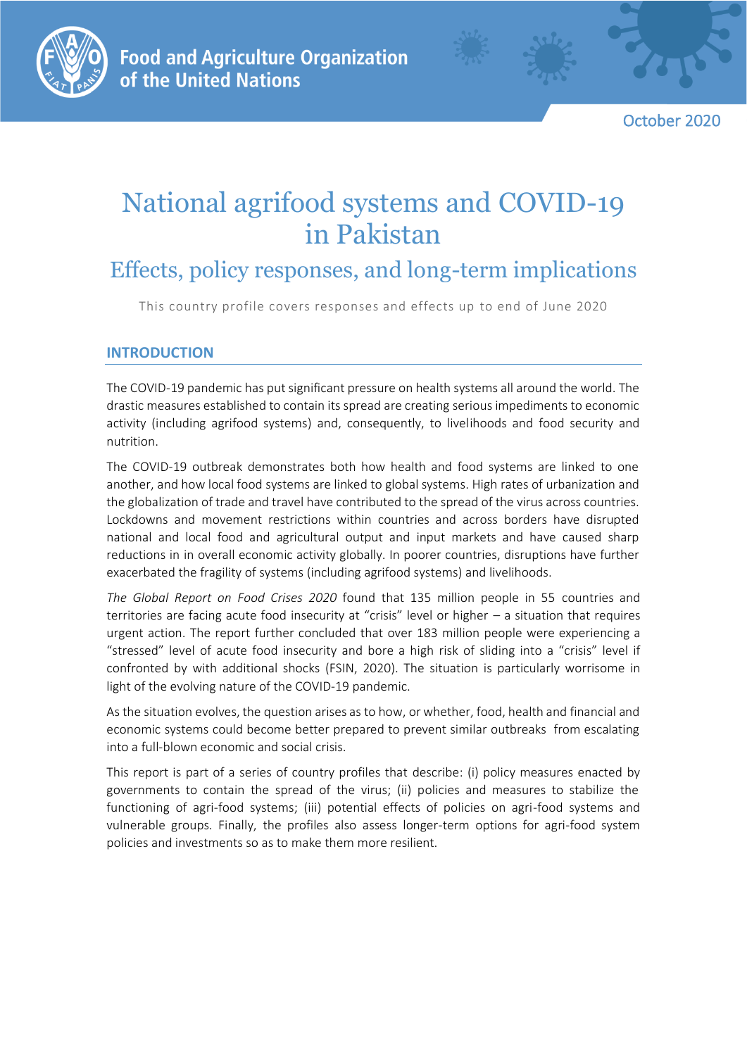Food and Agriculture Organization of the United Nations

October 2020

# National agrifood systems and COVID-19 in Pakistan

## Effects, policy responses, and long-term implications

This country profile covers responses and effects up to end of June 2020

### INTRODUCTION

The COVID-19 pandemic has put significant pressure on health systems all around the world. The drastic measures established to contain its spread are creating serious impediments to economic activity (including agrifood systems) and, consequently, to livelihoods and food security and nutrition.

The COVID-19 outbreak demonstrates both how health and food systems are linked to one another, and how local food systems are linked to global systems. High rates of urbanization and the globalization of trade and travel have contributed to the spread of the virus across countries. Lockdowns and movement restrictions within countries and across borders have disrupted national and local food and agricultural output and input markets and have caused sharp reductions in in overall economic activity globally. In poorer countries, disruptions have further exacerbated the fragility of systems (including agrifood systems) and livelihoods.

*The Global Report on Food Crises 2020* found that 135 million people in 55 countries and territories are facing acute food insecurity at "crisis" level or higher – a situation that requires urgent action. The report further concluded that over 183 million people were experiencing a "stressed" level of acute food insecurity and bore a high risk of sliding into a "crisis" level if confronted by with additional shocks (FSIN, 2020). The situation is particularly worrisome in light of the evolving nature of the COVID-19 pandemic.

As the situation evolves, the question arises as to how, or whether, food, health and financial and economic systems could become better prepared to prevent similar outbreaks from escalating into a full-blown economic and social crisis.

This report is part of a series of country profiles that describe: (i) policy measures enacted by governments to contain the spread of the virus; (ii) policies and measures to stabilize the functioning of agri-food systems; (iii) potential effects of policies on agri-food systems and vulnerable groups. Finally, the profiles also assess longer-term options for agri-food system policies and investments so as to make them more resilient.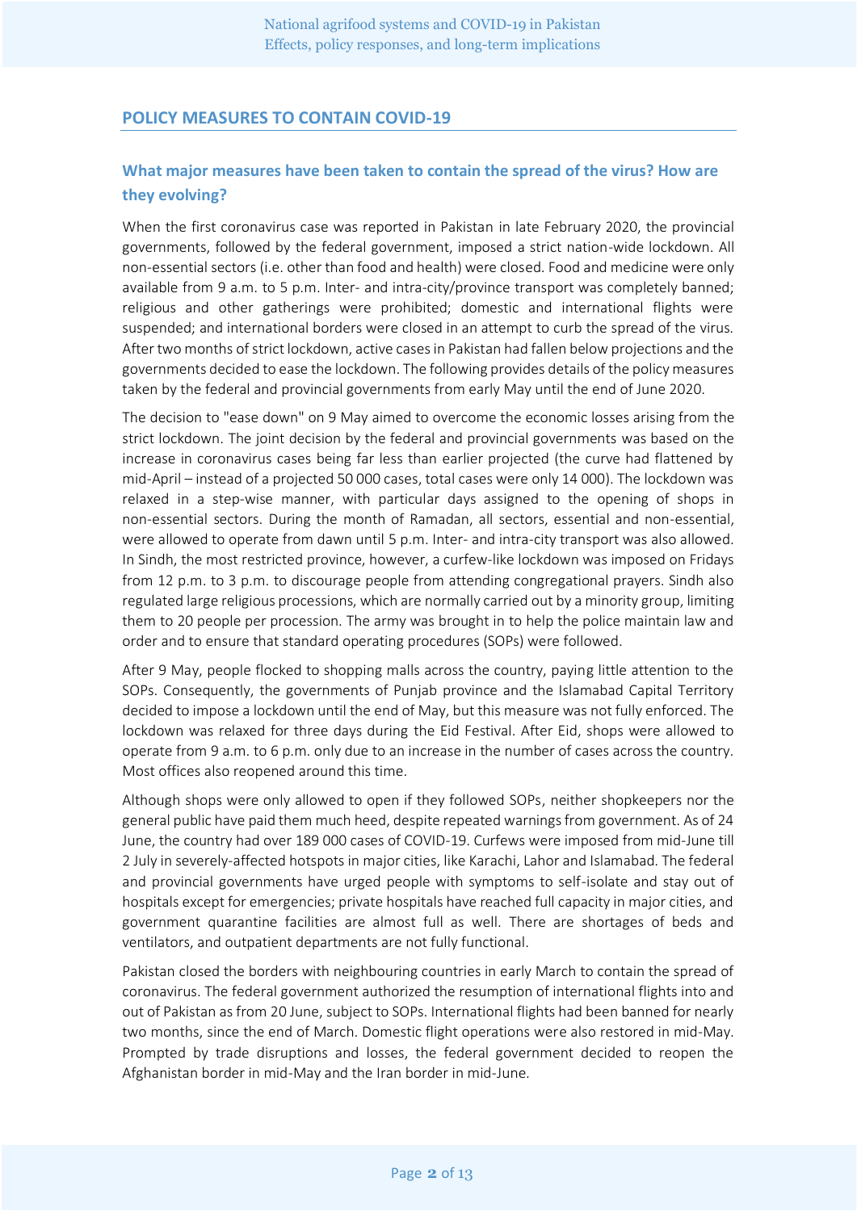## POLICY MEASURES TO CONTAIN COVID-19

### What major measures have been taken to contain the spread of the virus? How are they evolving?

When the first coronavirus case was reported in Pakistan in late February 2020, the provincial governments, followed by the federal government, imposed a strict nation-wide lockdown. All non-essential sectors (i.e. other than food and health) were closed. Food and medicine were only available from 9 a.m. to 5 p.m. Inter- and intra-city/province transport was completely banned; religious and other gatherings were prohibited; domestic and international flights were suspended; and international borders were closed in an attempt to curb the spread of the virus. After two months of strict lockdown, active cases in Pakistan had fallen below projections and the governments decided to ease the lockdown. The following provides details of the policy measures taken by the federal and provincial governments from early May until the end of June 2020.

The decision to "ease down" on 9 May aimed to overcome the economic losses arising from the strict lockdown. The joint decision by the federal and provincial governments was based on the increase in coronavirus cases being far less than earlier projected (the curve had flattened by mid-April – instead of a projected 50 000 cases, total cases were only 14 000). The lockdown was relaxed in a step-wise manner, with particular days assigned to the opening of shops in non-essential sectors. During the month of Ramadan, all sectors, essential and non-essential, were allowed to operate from dawn until 5 p.m. Inter- and intra-city transport was also allowed. In Sindh, the most restricted province, however, a curfew-like lockdown was imposed on Fridays from 12 p.m. to 3 p.m. to discourage people from attending congregational prayers. Sindh also regulated large religious processions, which are normally carried out by a minority group, limiting them to 20 people per procession. The army was brought in to help the police maintain law and order and to ensure that standard operating procedures (SOPs) were followed.

After 9 May, people flocked to shopping malls across the country, paying little attention to the SOPs. Consequently, the governments of Punjab province and the Islamabad Capital Territory decided to impose a lockdown until the end of May, but this measure was not fully enforced. The lockdown was relaxed for three days during the Eid Festival. After Eid, shops were allowed to operate from 9 a.m. to 6 p.m. only due to an increase in the number of cases across the country. Most offices also reopened around this time.

Although shops were only allowed to open if they followed SOPs, neither shopkeepers nor the general public have paid them much heed, despite repeated warnings from government. As of 24 June, the country had over 189 000 cases of COVID-19. Curfews were imposed from mid-June till 2 July in severely-affected hotspots in major cities, like Karachi, Lahor and Islamabad. The federal and provincial governments have urged people with symptoms to self-isolate and stay out of hospitals except for emergencies; private hospitals have reached full capacity in major cities, and government quarantine facilities are almost full as well. There are shortages of beds and ventilators, and outpatient departments are not fully functional.

Pakistan closed the borders with neighbouring countries in early March to contain the spread of coronavirus. The federal government authorized the resumption of international flights into and out of Pakistan as from 20 June, subject to SOPs. International flights had been banned for nearly two months, since the end of March. Domestic flight operations were also restored in mid-May. Prompted by trade disruptions and losses, the federal government decided to reopen the Afghanistan border in mid-May and the Iran border in mid-June.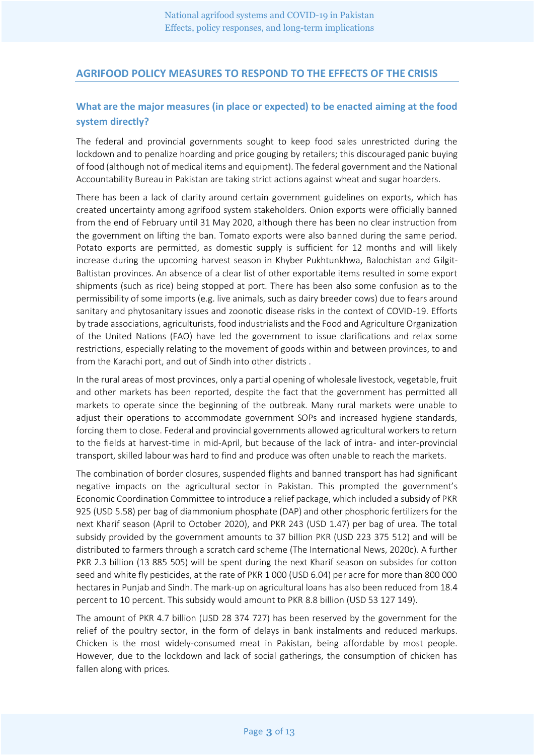## AGRIFOOD POLICY MEASURES TO RESPOND TO THE EFFECTS OF THE CRISIS

### What are the major measures (in place or expected) to be enacted aiming at the food system directly?

The federal and provincial governments sought to keep food sales unrestricted during the lockdown and to penalize hoarding and price gouging by retailers; this discouraged panic buying of food (although not of medical items and equipment). The federal government and the National Accountability Bureau in Pakistan are taking strict actions against wheat and sugar hoarders.

There has been a lack of clarity around certain government guidelines on exports, which has created uncertainty among agrifood system stakeholders. Onion exports were officially banned from the end of February until 31 May 2020, although there has been no clear instruction from the government on lifting the ban. Tomato exports were also banned during the same period. Potato exports are permitted, as domestic supply is sufficient for 12 months and will likely increase during the upcoming harvest season in Khyber Pukhtunkhwa, Balochistan and Gilgit-Baltistan provinces. An absence of a clear list of other exportable items resulted in some export shipments (such as rice) being stopped at port. There has been also some confusion as to the permissibility of some imports (e.g. live animals, such as dairy breeder cows) due to fears around sanitary and phytosanitary issues and zoonotic disease risks in the context of COVID-19. Efforts by trade associations, agriculturists, food industrialists and the Food and Agriculture Organization of the United Nations (FAO) have led the government to issue clarifications and relax some restrictions, especially relating to the movement of goods within and between provinces, to and from the Karachi port, and out of Sindh into other districts .

In the rural areas of most provinces, only a partial opening of wholesale livestock, vegetable, fruit and other markets has been reported, despite the fact that the government has permitted all markets to operate since the beginning of the outbreak. Many rural markets were unable to adjust their operations to accommodate government SOPs and increased hygiene standards, forcing them to close. Federal and provincial governments allowed agricultural workers to return to the fields at harvest-time in mid-April, but because of the lack of intra- and inter-provincial transport, skilled labour was hard to find and produce was often unable to reach the markets.

The combination of border closures, suspended flights and banned transport has had significant negative impacts on the agricultural sector in Pakistan. This prompted the government's Economic Coordination Committee to introduce a relief package, which included a subsidy of PKR 925 (USD 5.58) per bag of diammonium phosphate (DAP) and other phosphoric fertilizers for the next Kharif season (April to October 2020), and PKR 243 (USD 1.47) per bag of urea. The total subsidy provided by the government amounts to 37 billion PKR (USD 223 375 512) and will be distributed to farmers through a scratch card scheme (The International News, 2020c). A further PKR 2.3 billion (13 885 505) will be spent during the next Kharif season on subsides for cotton seed and white fly pesticides, at the rate of PKR 1 000 (USD 6.04) per acre for more than 800 000 hectares in Punjab and Sindh. The mark-up on agricultural loans has also been reduced from 18.4 percent to 10 percent. This subsidy would amount to PKR 8.8 billion (USD 53 127 149).

The amount of PKR 4.7 billion (USD 28 374 727) has been reserved by the government for the relief of the poultry sector, in the form of delays in bank instalments and reduced markups. Chicken is the most widely-consumed meat in Pakistan, being affordable by most people. However, due to the lockdown and lack of social gatherings, the consumption of chicken has fallen along with prices.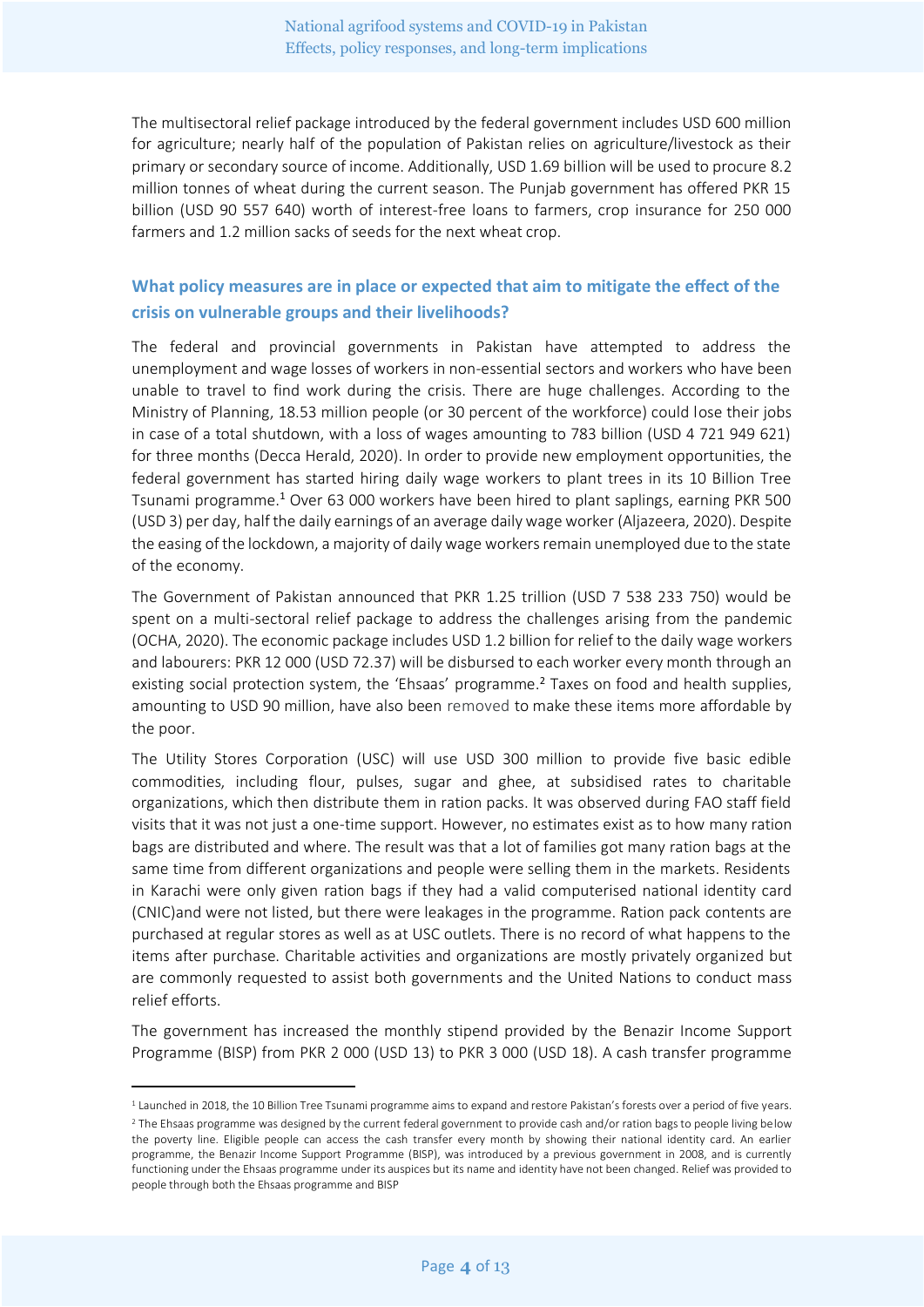The multisectoral relief package introduced by the federal government includes USD 600 million for agriculture; nearly half of the population of Pakistan relies on agriculture/livestock as their primary or secondary source of income. Additionally, USD 1.69 billion will be used to procure 8.2 million tonnes of wheat during the current season. The Punjab government has offered PKR 15 billion (USD 90 557 640) worth of interest-free loans to farmers, crop insurance for 250 000 farmers and 1.2 million sacks of seeds for the next wheat crop.

## What policy measures are in place or expected that aim to mitigate the effect of the crisis on vulnerable groups and their livelihoods?

The federal and provincial governments in Pakistan have attempted to address the unemployment and wage losses of workers in non-essential sectors and workers who have been unable to travel to find work during the crisis. There are huge challenges. According to the Ministry of Planning, 18.53 million people (or 30 percent of the workforce) could lose their jobs in case of a total shutdown, with a loss of wages amounting to 783 billion (USD 4 721 949 621) for three months (Decca Herald, 2020). In order to provide new employment opportunities, the federal government has started hiring daily wage workers to plant trees in its 10 Billion Tree Tsunami programme.[1] Over 63 000 workers have been hired to plant saplings, earning PKR 500 (USD 3) per day, half the daily earnings of an average daily wage worker (Aljazeera, 2020). Despite the easing of the lockdown, a majority of daily wage workers remain unemployed due to the state of the economy.

The Government of Pakistan announced that PKR 1.25 trillion (USD 7 538 233 750) would be spent on a multi-sectoral relief package to address the challenges arising from the pandemic (OCHA, 2020). The economic package includes USD 1.2 billion for relief to the daily wage workers and labourers: PKR 12 000 (USD 72.37) will be disbursed to each worker every month through an existing social protection system, the 'Ehsaas' programme.[2] Taxes on food and health supplies, amounting to USD 90 million, have also been removed to make these items more affordable by the poor.

The Utility Stores Corporation (USC) will use USD 300 million to provide five basic edible commodities, including flour, pulses, sugar and ghee, at subsidised rates to charitable organizations, which then distribute them in ration packs. It was observed during FAO staff field visits that it was not just a one-time support. However, no estimates exist as to how many ration bags are distributed and where. The result was that a lot of families got many ration bags at the same time from different organizations and people were selling them in the markets. Residents in Karachi were only given ration bags if they had a valid computerised national identity card (CNIC)and were not listed, but there were leakages in the programme. Ration pack contents are purchased at regular stores as well as at USC outlets. There is no record of what happens to the items after purchase. Charitable activities and organizations are mostly privately organized but are commonly requested to assist both governments and the United Nations to conduct mass relief efforts.

The government has increased the monthly stipend provided by the Benazir Income Support Programme (BISP) from PKR 2 000 (USD 13) to PKR 3 000 (USD 18). A cash transfer programme

---

[1] Launched in 2018, the 10 Billion Tree Tsunami programme aims to expand and restore Pakistan's forests over a period of five years.

[2] The Ehsaas programme was designed by the current federal government to provide cash and/or ration bags to people living below the poverty line. Eligible people can access the cash transfer every month by showing their national identity card. An earlier programme, the Benazir Income Support Programme (BISP), was introduced by a previous government in 2008, and is currently functioning under the Ehsaas programme under its auspices but its name and identity have not been changed. Relief was provided to people through both the Ehsaas programme and BISP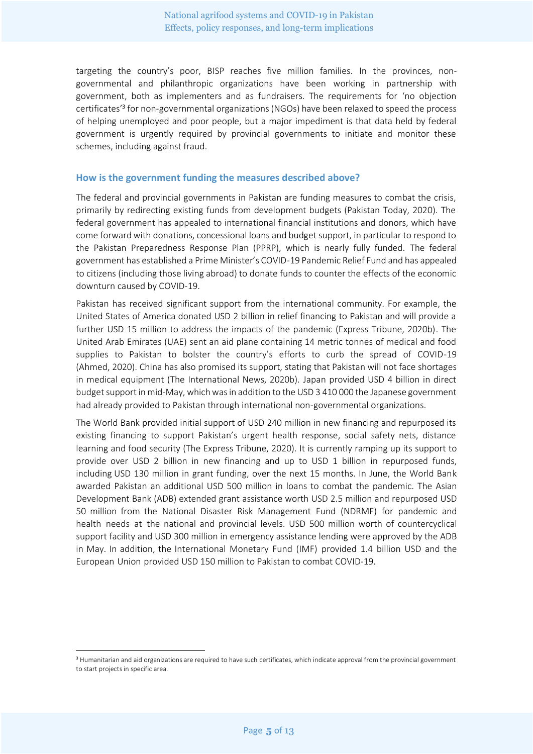targeting the country's poor, BISP reaches five million families. In the provinces, non-governmental and philanthropic organizations have been working in partnership with government, both as implementers and as fundraisers. The requirements for 'no objection certificates'[3] for non-governmental organizations (NGOs) have been relaxed to speed the process of helping unemployed and poor people, but a major impediment is that data held by federal government is urgently required by provincial governments to initiate and monitor these schemes, including against fraud.

## How is the government funding the measures described above?

The federal and provincial governments in Pakistan are funding measures to combat the crisis, primarily by redirecting existing funds from development budgets (Pakistan Today, 2020). The federal government has appealed to international financial institutions and donors, which have come forward with donations, concessional loans and budget support, in particular to respond to the Pakistan Preparedness Response Plan (PPRP), which is nearly fully funded. The federal government has established a Prime Minister's COVID-19 Pandemic Relief Fund and has appealed to citizens (including those living abroad) to donate funds to counter the effects of the economic downturn caused by COVID-19.

Pakistan has received significant support from the international community. For example, the United States of America donated USD 2 billion in relief financing to Pakistan and will provide a further USD 15 million to address the impacts of the pandemic (Express Tribune, 2020b). The United Arab Emirates (UAE) sent an aid plane containing 14 metric tonnes of medical and food supplies to Pakistan to bolster the country's efforts to curb the spread of COVID-19 (Ahmed, 2020). China has also promised its support, stating that Pakistan will not face shortages in medical equipment (The International News, 2020b). Japan provided USD 4 billion in direct budget support in mid-May, which was in addition to the USD 3 410 000 the Japanese government had already provided to Pakistan through international non-governmental organizations.

The World Bank provided initial support of USD 240 million in new financing and repurposed its existing financing to support Pakistan's urgent health response, social safety nets, distance learning and food security (The Express Tribune, 2020). It is currently ramping up its support to provide over USD 2 billion in new financing and up to USD 1 billion in repurposed funds, including USD 130 million in grant funding, over the next 15 months. In June, the World Bank awarded Pakistan an additional USD 500 million in loans to combat the pandemic. The Asian Development Bank (ADB) extended grant assistance worth USD 2.5 million and repurposed USD 50 million from the National Disaster Risk Management Fund (NDRMF) for pandemic and health needs at the national and provincial levels. USD 500 million worth of countercyclical support facility and USD 300 million in emergency assistance lending were approved by the ADB in May. In addition, the International Monetary Fund (IMF) provided 1.4 billion USD and the European Union provided USD 150 million to Pakistan to combat COVID-19.

[3] Humanitarian and aid organizations are required to have such certificates, which indicate approval from the provincial government to start projects in specific area.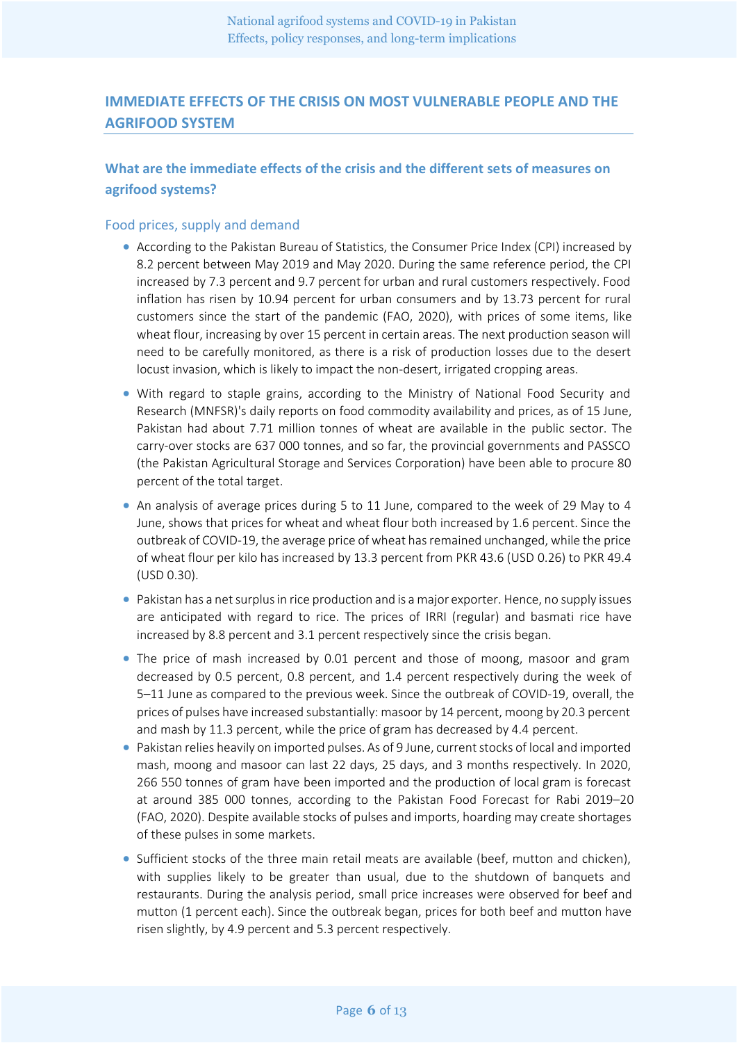## IMMEDIATE EFFECTS OF THE CRISIS ON MOST VULNERABLE PEOPLE AND THE AGRIFOOD SYSTEM

### What are the immediate effects of the crisis and the different sets of measures on agrifood systems?

#### Food prices, supply and demand

- According to the Pakistan Bureau of Statistics, the Consumer Price Index (CPI) increased by 8.2 percent between May 2019 and May 2020. During the same reference period, the CPI increased by 7.3 percent and 9.7 percent for urban and rural customers respectively. Food inflation has risen by 10.94 percent for urban consumers and by 13.73 percent for rural customers since the start of the pandemic (FAO, 2020), with prices of some items, like wheat flour, increasing by over 15 percent in certain areas. The next production season will need to be carefully monitored, as there is a risk of production losses due to the desert locust invasion, which is likely to impact the non-desert, irrigated cropping areas.
- With regard to staple grains, according to the Ministry of National Food Security and Research (MNFSR)'s daily reports on food commodity availability and prices, as of 15 June, Pakistan had about 7.71 million tonnes of wheat are available in the public sector. The carry-over stocks are 637 000 tonnes, and so far, the provincial governments and PASSCO (the Pakistan Agricultural Storage and Services Corporation) have been able to procure 80 percent of the total target.
- An analysis of average prices during 5 to 11 June, compared to the week of 29 May to 4 June, shows that prices for wheat and wheat flour both increased by 1.6 percent. Since the outbreak of COVID-19, the average price of wheat has remained unchanged, while the price of wheat flour per kilo has increased by 13.3 percent from PKR 43.6 (USD 0.26) to PKR 49.4 (USD 0.30).
- Pakistan has a net surplus in rice production and is a major exporter. Hence, no supply issues are anticipated with regard to rice. The prices of IRRI (regular) and basmati rice have increased by 8.8 percent and 3.1 percent respectively since the crisis began.
- The price of mash increased by 0.01 percent and those of moong, masoor and gram decreased by 0.5 percent, 0.8 percent, and 1.4 percent respectively during the week of 5–11 June as compared to the previous week. Since the outbreak of COVID-19, overall, the prices of pulses have increased substantially: masoor by 14 percent, moong by 20.3 percent and mash by 11.3 percent, while the price of gram has decreased by 4.4 percent.
- Pakistan relies heavily on imported pulses. As of 9 June, current stocks of local and imported mash, moong and masoor can last 22 days, 25 days, and 3 months respectively. In 2020, 266 550 tonnes of gram have been imported and the production of local gram is forecast at around 385 000 tonnes, according to the Pakistan Food Forecast for Rabi 2019–20 (FAO, 2020). Despite available stocks of pulses and imports, hoarding may create shortages of these pulses in some markets.
- Sufficient stocks of the three main retail meats are available (beef, mutton and chicken), with supplies likely to be greater than usual, due to the shutdown of banquets and restaurants. During the analysis period, small price increases were observed for beef and mutton (1 percent each). Since the outbreak began, prices for both beef and mutton have risen slightly, by 4.9 percent and 5.3 percent respectively.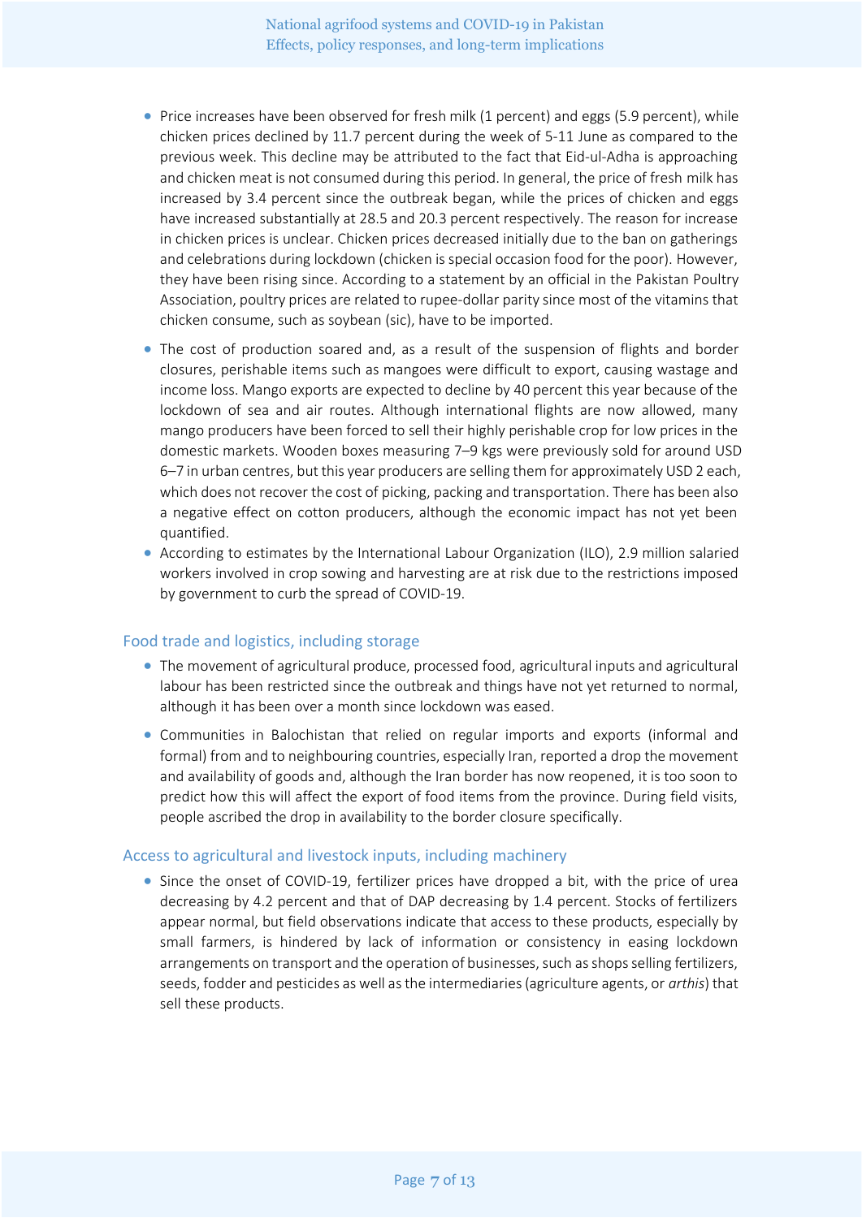- Price increases have been observed for fresh milk (1 percent) and eggs (5.9 percent), while chicken prices declined by 11.7 percent during the week of 5-11 June as compared to the previous week. This decline may be attributed to the fact that Eid-ul-Adha is approaching and chicken meat is not consumed during this period. In general, the price of fresh milk has increased by 3.4 percent since the outbreak began, while the prices of chicken and eggs have increased substantially at 28.5 and 20.3 percent respectively. The reason for increase in chicken prices is unclear. Chicken prices decreased initially due to the ban on gatherings and celebrations during lockdown (chicken is special occasion food for the poor). However, they have been rising since. According to a statement by an official in the Pakistan Poultry Association, poultry prices are related to rupee-dollar parity since most of the vitamins that chicken consume, such as soybean (sic), have to be imported.
- The cost of production soared and, as a result of the suspension of flights and border closures, perishable items such as mangoes were difficult to export, causing wastage and income loss. Mango exports are expected to decline by 40 percent this year because of the lockdown of sea and air routes. Although international flights are now allowed, many mango producers have been forced to sell their highly perishable crop for low prices in the domestic markets. Wooden boxes measuring 7–9 kgs were previously sold for around USD 6–7 in urban centres, but this year producers are selling them for approximately USD 2 each, which does not recover the cost of picking, packing and transportation. There has been also a negative effect on cotton producers, although the economic impact has not yet been quantified.
- According to estimates by the International Labour Organization (ILO), 2.9 million salaried workers involved in crop sowing and harvesting are at risk due to the restrictions imposed by government to curb the spread of COVID-19.

### Food trade and logistics, including storage

- The movement of agricultural produce, processed food, agricultural inputs and agricultural labour has been restricted since the outbreak and things have not yet returned to normal, although it has been over a month since lockdown was eased.
- Communities in Balochistan that relied on regular imports and exports (informal and formal) from and to neighbouring countries, especially Iran, reported a drop the movement and availability of goods and, although the Iran border has now reopened, it is too soon to predict how this will affect the export of food items from the province. During field visits, people ascribed the drop in availability to the border closure specifically.

### Access to agricultural and livestock inputs, including machinery

- Since the onset of COVID-19, fertilizer prices have dropped a bit, with the price of urea decreasing by 4.2 percent and that of DAP decreasing by 1.4 percent. Stocks of fertilizers appear normal, but field observations indicate that access to these products, especially by small farmers, is hindered by lack of information or consistency in easing lockdown arrangements on transport and the operation of businesses, such as shops selling fertilizers, seeds, fodder and pesticides as well as the intermediaries (agriculture agents, or *arthis*) that sell these products.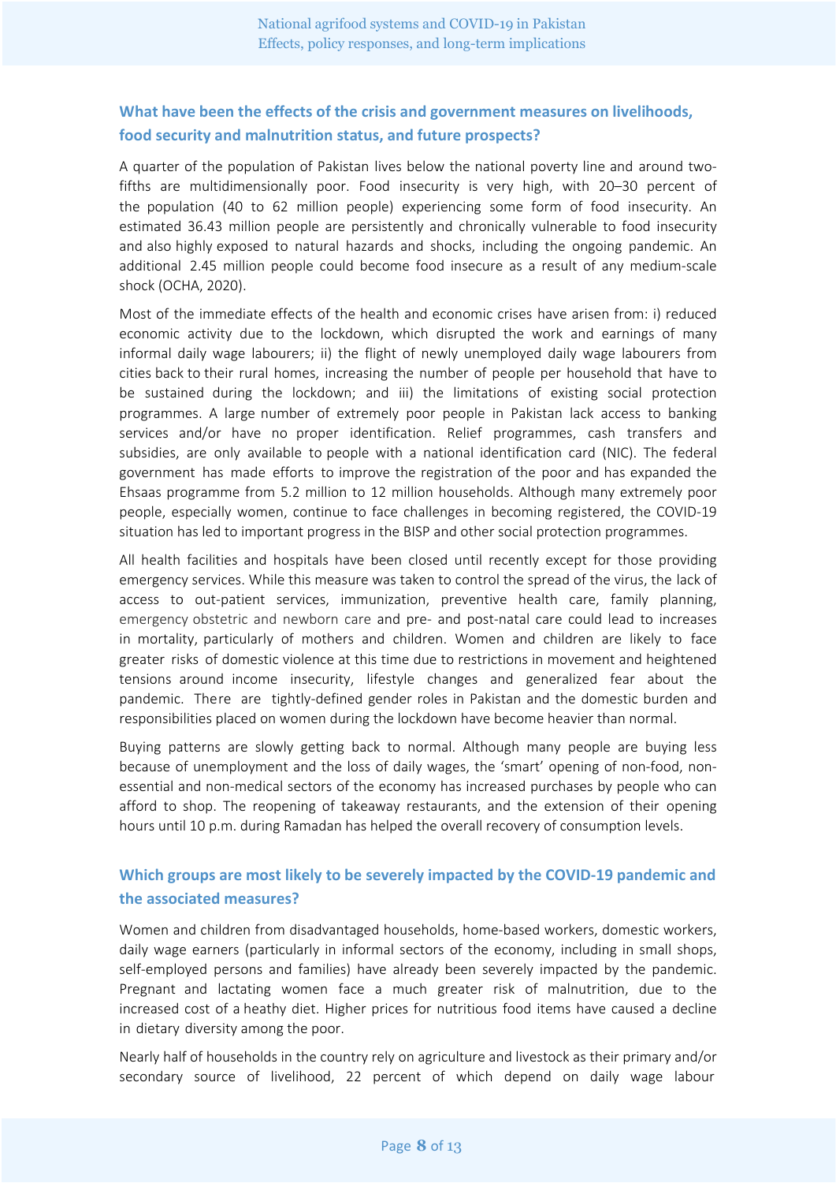### What have been the effects of the crisis and government measures on livelihoods, food security and malnutrition status, and future prospects?

A quarter of the population of Pakistan lives below the national poverty line and around two-fifths are multidimensionally poor. Food insecurity is very high, with 20–30 percent of the population (40 to 62 million people) experiencing some form of food insecurity. An estimated 36.43 million people are persistently and chronically vulnerable to food insecurity and also highly exposed to natural hazards and shocks, including the ongoing pandemic. An additional 2.45 million people could become food insecure as a result of any medium-scale shock (OCHA, 2020).

Most of the immediate effects of the health and economic crises have arisen from: i) reduced economic activity due to the lockdown, which disrupted the work and earnings of many informal daily wage labourers; ii) the flight of newly unemployed daily wage labourers from cities back to their rural homes, increasing the number of people per household that have to be sustained during the lockdown; and iii) the limitations of existing social protection programmes. A large number of extremely poor people in Pakistan lack access to banking services and/or have no proper identification. Relief programmes, cash transfers and subsidies, are only available to people with a national identification card (NIC). The federal government has made efforts to improve the registration of the poor and has expanded the Ehsaas programme from 5.2 million to 12 million households. Although many extremely poor people, especially women, continue to face challenges in becoming registered, the COVID-19 situation has led to important progress in the BISP and other social protection programmes.

All health facilities and hospitals have been closed until recently except for those providing emergency services. While this measure was taken to control the spread of the virus, the lack of access to out-patient services, immunization, preventive health care, family planning, emergency obstetric and newborn care and pre- and post-natal care could lead to increases in mortality, particularly of mothers and children. Women and children are likely to face greater risks of domestic violence at this time due to restrictions in movement and heightened tensions around income insecurity, lifestyle changes and generalized fear about the pandemic. There are tightly-defined gender roles in Pakistan and the domestic burden and responsibilities placed on women during the lockdown have become heavier than normal.

Buying patterns are slowly getting back to normal. Although many people are buying less because of unemployment and the loss of daily wages, the 'smart' opening of non-food, non-essential and non-medical sectors of the economy has increased purchases by people who can afford to shop. The reopening of takeaway restaurants, and the extension of their opening hours until 10 p.m. during Ramadan has helped the overall recovery of consumption levels.

### Which groups are most likely to be severely impacted by the COVID-19 pandemic and the associated measures?

Women and children from disadvantaged households, home-based workers, domestic workers, daily wage earners (particularly in informal sectors of the economy, including in small shops, self-employed persons and families) have already been severely impacted by the pandemic. Pregnant and lactating women face a much greater risk of malnutrition, due to the increased cost of a heathy diet. Higher prices for nutritious food items have caused a decline in dietary diversity among the poor.

Nearly half of households in the country rely on agriculture and livestock as their primary and/or secondary source of livelihood, 22 percent of which depend on daily wage labour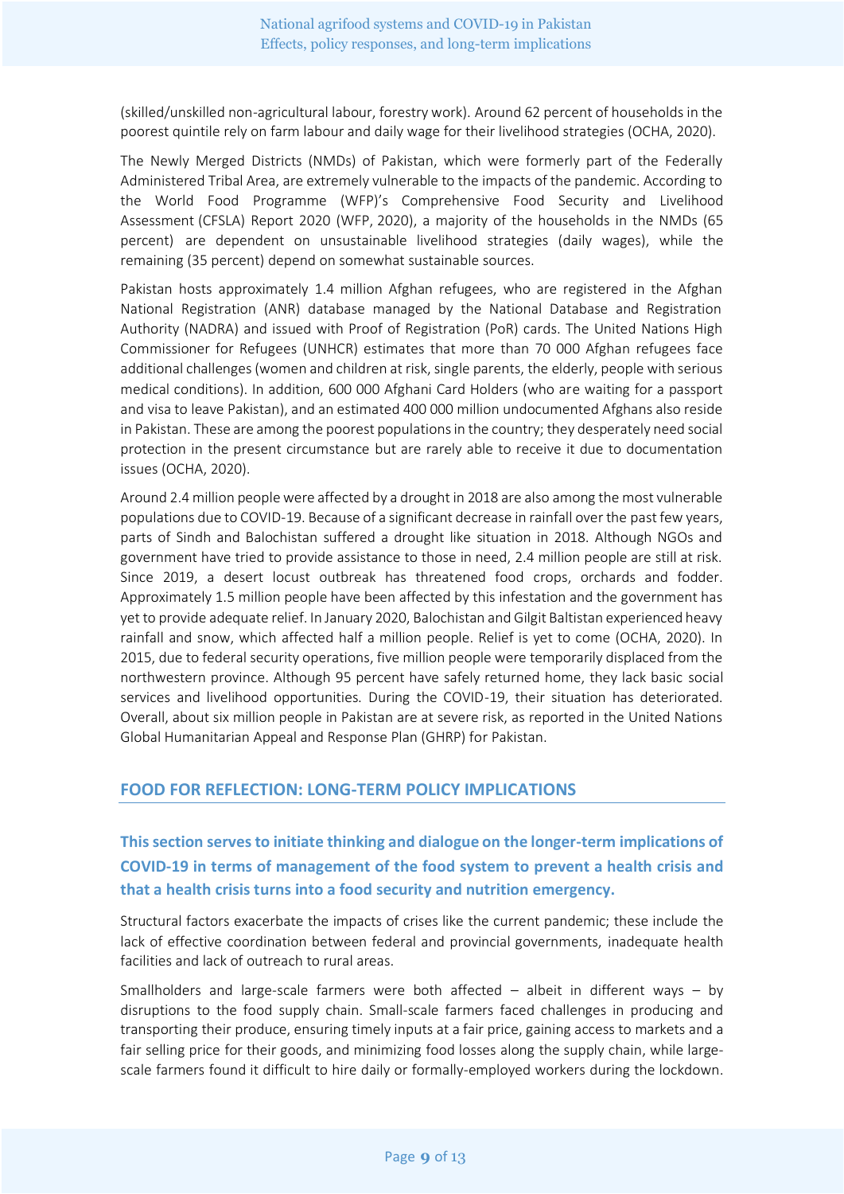(skilled/unskilled non-agricultural labour, forestry work). Around 62 percent of households in the poorest quintile rely on farm labour and daily wage for their livelihood strategies (OCHA, 2020).

The Newly Merged Districts (NMDs) of Pakistan, which were formerly part of the Federally Administered Tribal Area, are extremely vulnerable to the impacts of the pandemic. According to the World Food Programme (WFP)'s Comprehensive Food Security and Livelihood Assessment (CFSLA) Report 2020 (WFP, 2020), a majority of the households in the NMDs (65 percent) are dependent on unsustainable livelihood strategies (daily wages), while the remaining (35 percent) depend on somewhat sustainable sources.

Pakistan hosts approximately 1.4 million Afghan refugees, who are registered in the Afghan National Registration (ANR) database managed by the National Database and Registration Authority (NADRA) and issued with Proof of Registration (PoR) cards. The United Nations High Commissioner for Refugees (UNHCR) estimates that more than 70 000 Afghan refugees face additional challenges (women and children at risk, single parents, the elderly, people with serious medical conditions). In addition, 600 000 Afghani Card Holders (who are waiting for a passport and visa to leave Pakistan), and an estimated 400 000 million undocumented Afghans also reside in Pakistan. These are among the poorest populations in the country; they desperately need social protection in the present circumstance but are rarely able to receive it due to documentation issues (OCHA, 2020).

Around 2.4 million people were affected by a drought in 2018 are also among the most vulnerable populations due to COVID-19. Because of a significant decrease in rainfall over the past few years, parts of Sindh and Balochistan suffered a drought like situation in 2018. Although NGOs and government have tried to provide assistance to those in need, 2.4 million people are still at risk. Since 2019, a desert locust outbreak has threatened food crops, orchards and fodder. Approximately 1.5 million people have been affected by this infestation and the government has yet to provide adequate relief. In January 2020, Balochistan and Gilgit Baltistan experienced heavy rainfall and snow, which affected half a million people. Relief is yet to come (OCHA, 2020). In 2015, due to federal security operations, five million people were temporarily displaced from the northwestern province. Although 95 percent have safely returned home, they lack basic social services and livelihood opportunities. During the COVID-19, their situation has deteriorated. Overall, about six million people in Pakistan are at severe risk, as reported in the United Nations Global Humanitarian Appeal and Response Plan (GHRP) for Pakistan.

## FOOD FOR REFLECTION: LONG-TERM POLICY IMPLICATIONS

### This section serves to initiate thinking and dialogue on the longer-term implications of COVID-19 in terms of management of the food system to prevent a health crisis and that a health crisis turns into a food security and nutrition emergency.

Structural factors exacerbate the impacts of crises like the current pandemic; these include the lack of effective coordination between federal and provincial governments, inadequate health facilities and lack of outreach to rural areas.

Smallholders and large-scale farmers were both affected – albeit in different ways – by disruptions to the food supply chain. Small-scale farmers faced challenges in producing and transporting their produce, ensuring timely inputs at a fair price, gaining access to markets and a fair selling price for their goods, and minimizing food losses along the supply chain, while large-scale farmers found it difficult to hire daily or formally-employed workers during the lockdown.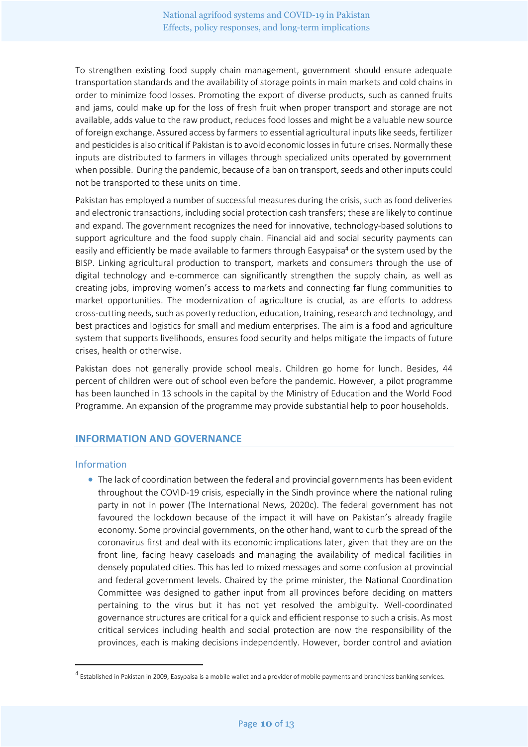To strengthen existing food supply chain management, government should ensure adequate transportation standards and the availability of storage points in main markets and cold chains in order to minimize food losses. Promoting the export of diverse products, such as canned fruits and jams, could make up for the loss of fresh fruit when proper transport and storage are not available, adds value to the raw product, reduces food losses and might be a valuable new source of foreign exchange. Assured access by farmers to essential agricultural inputs like seeds, fertilizer and pesticides is also critical if Pakistan is to avoid economic losses in future crises. Normally these inputs are distributed to farmers in villages through specialized units operated by government when possible. During the pandemic, because of a ban on transport, seeds and other inputs could not be transported to these units on time.

Pakistan has employed a number of successful measures during the crisis, such as food deliveries and electronic transactions, including social protection cash transfers; these are likely to continue and expand. The government recognizes the need for innovative, technology-based solutions to support agriculture and the food supply chain. Financial aid and social security payments can easily and efficiently be made available to farmers through Easypaisa[4] or the system used by the BISP. Linking agricultural production to transport, markets and consumers through the use of digital technology and e-commerce can significantly strengthen the supply chain, as well as creating jobs, improving women's access to markets and connecting far flung communities to market opportunities. The modernization of agriculture is crucial, as are efforts to address cross-cutting needs, such as poverty reduction, education, training, research and technology, and best practices and logistics for small and medium enterprises. The aim is a food and agriculture system that supports livelihoods, ensures food security and helps mitigate the impacts of future crises, health or otherwise.

Pakistan does not generally provide school meals. Children go home for lunch. Besides, 44 percent of children were out of school even before the pandemic. However, a pilot programme has been launched in 13 schools in the capital by the Ministry of Education and the World Food Programme. An expansion of the programme may provide substantial help to poor households.

## INFORMATION AND GOVERNANCE

### Information

- The lack of coordination between the federal and provincial governments has been evident throughout the COVID-19 crisis, especially in the Sindh province where the national ruling party in not in power (The International News, 2020c). The federal government has not favoured the lockdown because of the impact it will have on Pakistan's already fragile economy. Some provincial governments, on the other hand, want to curb the spread of the coronavirus first and deal with its economic implications later, given that they are on the front line, facing heavy caseloads and managing the availability of medical facilities in densely populated cities. This has led to mixed messages and some confusion at provincial and federal government levels. Chaired by the prime minister, the National Coordination Committee was designed to gather input from all provinces before deciding on matters pertaining to the virus but it has not yet resolved the ambiguity. Well-coordinated governance structures are critical for a quick and efficient response to such a crisis. As most critical services including health and social protection are now the responsibility of the provinces, each is making decisions independently. However, border control and aviation

[4] Established in Pakistan in 2009, Easypaisa is a mobile wallet and a provider of mobile payments and branchless banking services.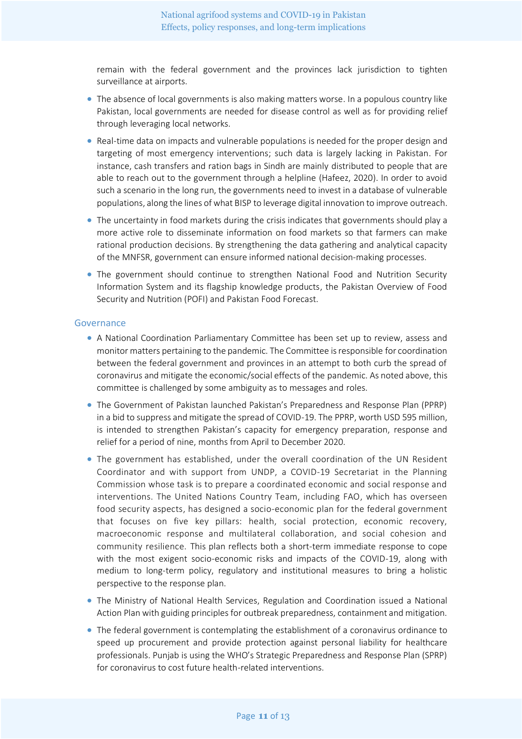remain with the federal government and the provinces lack jurisdiction to tighten surveillance at airports.

- The absence of local governments is also making matters worse. In a populous country like Pakistan, local governments are needed for disease control as well as for providing relief through leveraging local networks.
- Real-time data on impacts and vulnerable populations is needed for the proper design and targeting of most emergency interventions; such data is largely lacking in Pakistan. For instance, cash transfers and ration bags in Sindh are mainly distributed to people that are able to reach out to the government through a helpline (Hafeez, 2020). In order to avoid such a scenario in the long run, the governments need to invest in a database of vulnerable populations, along the lines of what BISP to leverage digital innovation to improve outreach.
- The uncertainty in food markets during the crisis indicates that governments should play a more active role to disseminate information on food markets so that farmers can make rational production decisions. By strengthening the data gathering and analytical capacity of the MNFSR, government can ensure informed national decision-making processes.
- The government should continue to strengthen National Food and Nutrition Security Information System and its flagship knowledge products, the Pakistan Overview of Food Security and Nutrition (POFI) and Pakistan Food Forecast.

## Governance

- A National Coordination Parliamentary Committee has been set up to review, assess and monitor matters pertaining to the pandemic. The Committee is responsible for coordination between the federal government and provinces in an attempt to both curb the spread of coronavirus and mitigate the economic/social effects of the pandemic. As noted above, this committee is challenged by some ambiguity as to messages and roles.
- The Government of Pakistan launched Pakistan's Preparedness and Response Plan (PPRP) in a bid to suppress and mitigate the spread of COVID-19. The PPRP, worth USD 595 million, is intended to strengthen Pakistan's capacity for emergency preparation, response and relief for a period of nine, months from April to December 2020.
- The government has established, under the overall coordination of the UN Resident Coordinator and with support from UNDP, a COVID-19 Secretariat in the Planning Commission whose task is to prepare a coordinated economic and social response and interventions. The United Nations Country Team, including FAO, which has overseen food security aspects, has designed a socio-economic plan for the federal government that focuses on five key pillars: health, social protection, economic recovery, macroeconomic response and multilateral collaboration, and social cohesion and community resilience. This plan reflects both a short-term immediate response to cope with the most exigent socio-economic risks and impacts of the COVID-19, along with medium to long-term policy, regulatory and institutional measures to bring a holistic perspective to the response plan.
- The Ministry of National Health Services, Regulation and Coordination issued a National Action Plan with guiding principles for outbreak preparedness, containment and mitigation.
- The federal government is contemplating the establishment of a coronavirus ordinance to speed up procurement and provide protection against personal liability for healthcare professionals. Punjab is using the WHO's Strategic Preparedness and Response Plan (SPRP) for coronavirus to cost future health-related interventions.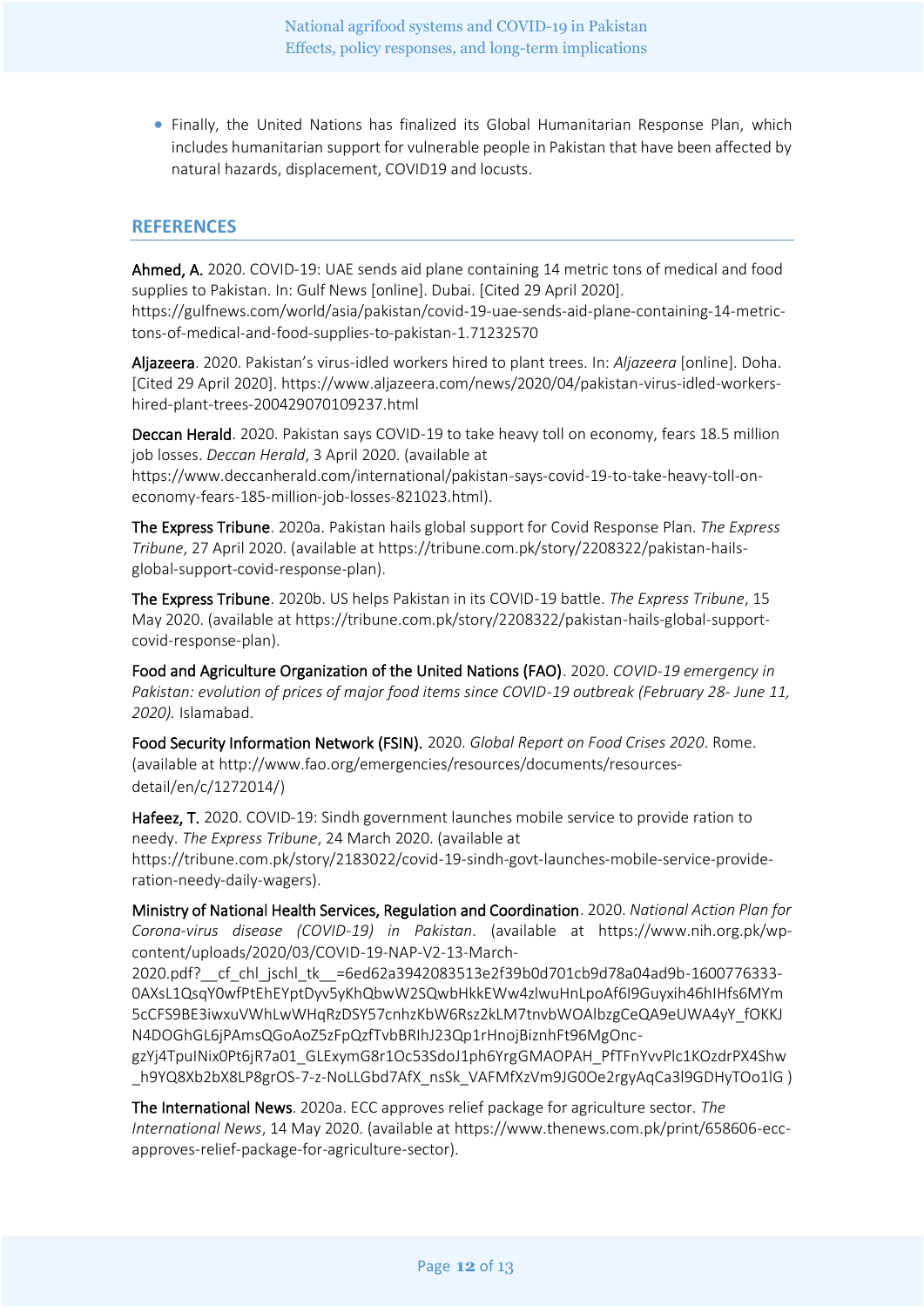- Finally, the United Nations has finalized its Global Humanitarian Response Plan, which includes humanitarian support for vulnerable people in Pakistan that have been affected by natural hazards, displacement, COVID19 and locusts.

## REFERENCES

**Ahmed, A.** 2020. COVID-19: UAE sends aid plane containing 14 metric tons of medical and food supplies to Pakistan. In: Gulf News [online]. Dubai. [Cited 29 April 2020]. https://gulfnews.com/world/asia/pakistan/covid-19-uae-sends-aid-plane-containing-14-metric-tons-of-medical-and-food-supplies-to-pakistan-1.71232570

**Aljazeera**. 2020. Pakistan's virus-idled workers hired to plant trees. In: *Aljazeera* [online]. Doha. [Cited 29 April 2020]. https://www.aljazeera.com/news/2020/04/pakistan-virus-idled-workers-hired-plant-trees-200429070109237.html

**Deccan Herald**. 2020. Pakistan says COVID-19 to take heavy toll on economy, fears 18.5 million job losses. *Deccan Herald*, 3 April 2020. (available at https://www.deccanherald.com/international/pakistan-says-covid-19-to-take-heavy-toll-on-economy-fears-185-million-job-losses-821023.html).

**The Express Tribune**. 2020a. Pakistan hails global support for Covid Response Plan. *The Express Tribune*, 27 April 2020. (available at https://tribune.com.pk/story/2208322/pakistan-hails-global-support-covid-response-plan).

**The Express Tribune**. 2020b. US helps Pakistan in its COVID-19 battle. *The Express Tribune*, 15 May 2020. (available at https://tribune.com.pk/story/2208322/pakistan-hails-global-support-covid-response-plan).

**Food and Agriculture Organization of the United Nations (FAO)**. 2020. *COVID-19 emergency in Pakistan: evolution of prices of major food items since COVID-19 outbreak (February 28- June 11, 2020).* Islamabad.

**Food Security Information Network (FSIN).** 2020. *Global Report on Food Crises 2020*. Rome. (available at http://www.fao.org/emergencies/resources/documents/resources-detail/en/c/1272014/)

**Hafeez, T.** 2020. COVID-19: Sindh government launches mobile service to provide ration to needy. *The Express Tribune*, 24 March 2020. (available at https://tribune.com.pk/story/2183022/covid-19-sindh-govt-launches-mobile-service-provide-ration-needy-daily-wagers).

**Ministry of National Health Services, Regulation and Coordination**. 2020. *National Action Plan for Corona-virus disease (COVID-19) in Pakistan*. (available at https://www.nih.org.pk/wp-content/uploads/2020/03/COVID-19-NAP-V2-13-March-2020.pdf?__cf_chl_jschl_tk__=6ed62a3942083513e2f39b0d701cb9d78a04ad9b-1600776333-0AXsL1QsqY0wfPtEhEYptDyv5yKhQbwW2SQwbHkkEWw4zlwuHnLpoAf6I9Guyxih46hIHfs6MYm5cCFS9BE3iwxuVWhLwWHqRzDSY57cnhzKbW6Rsz2kLM7tnvbWOAlbzgCeQA9eUWA4yY_fOKKJN4DOGhGL6jPAmsQGoAoZ5zFpQzfTvbBRIhJ23Qp1rHnojBiznhFt96MgOnc-gzYj4TpuINix0Pt6jR7a01_GLExymG8r1Oc53SdoJ1ph6YrgGMAOPAH_PfTFnYvvPlc1KOzdrPX4Shw_h9YQ8Xb2bX8LP8grOS-7-z-NoLLGbd7AfX_nsSk_VAFMfXzVm9JG0Oe2rgyAqCa3l9GDHyTOo1lG )

**The International News**. 2020a. ECC approves relief package for agriculture sector. *The International News*, 14 May 2020. (available at https://www.thenews.com.pk/print/658606-ecc-approves-relief-package-for-agriculture-sector).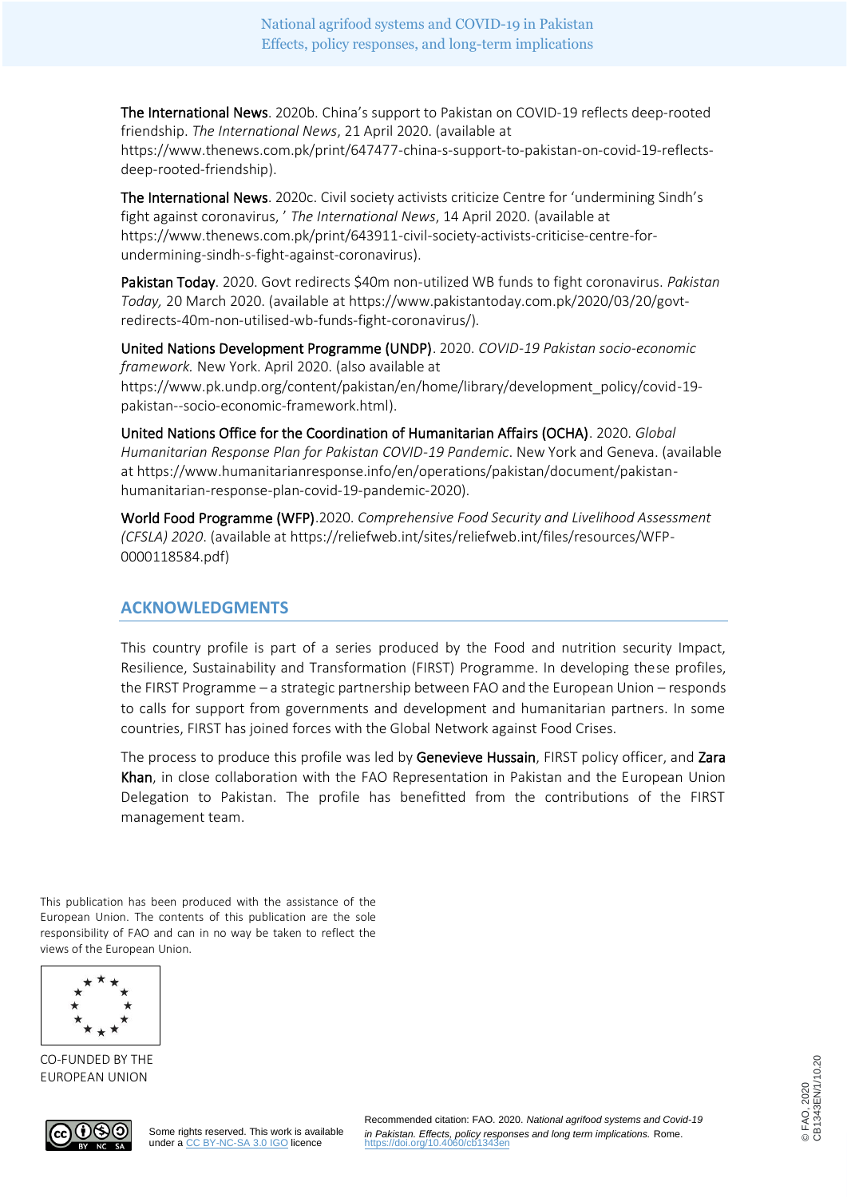**The International News**. 2020b. China's support to Pakistan on COVID-19 reflects deep-rooted friendship. *The International News*, 21 April 2020. (available at https://www.thenews.com.pk/print/647477-china-s-support-to-pakistan-on-covid-19-reflects-deep-rooted-friendship).

**The International News**. 2020c. Civil society activists criticize Centre for 'undermining Sindh's fight against coronavirus, ' *The International News*, 14 April 2020. (available at https://www.thenews.com.pk/print/643911-civil-society-activists-criticise-centre-for-undermining-sindh-s-fight-against-coronavirus).

**Pakistan Today**. 2020. Govt redirects $40m non-utilized WB funds to fight coronavirus. *Pakistan Today,* 20 March 2020. (available at https://www.pakistantoday.com.pk/2020/03/20/govt-redirects-40m-non-utilised-wb-funds-fight-coronavirus/).

**United Nations Development Programme (UNDP)**. 2020. *COVID-19 Pakistan socio-economic framework.* New York. April 2020. (also available at https://www.pk.undp.org/content/pakistan/en/home/library/development_policy/covid-19-pakistan--socio-economic-framework.html).

**United Nations Office for the Coordination of Humanitarian Affairs (OCHA)**. 2020. *Global Humanitarian Response Plan for Pakistan COVID-19 Pandemic*. New York and Geneva. (available at https://www.humanitarianresponse.info/en/operations/pakistan/document/pakistan-humanitarian-response-plan-covid-19-pandemic-2020).

**World Food Programme (WFP)**.2020. *Comprehensive Food Security and Livelihood Assessment (CFSLA) 2020*. (available at https://reliefweb.int/sites/reliefweb.int/files/resources/WFP-0000118584.pdf)

## ACKNOWLEDGMENTS

This country profile is part of a series produced by the Food and nutrition security Impact, Resilience, Sustainability and Transformation (FIRST) Programme. In developing these profiles, the FIRST Programme – a strategic partnership between FAO and the European Union – responds to calls for support from governments and development and humanitarian partners. In some countries, FIRST has joined forces with the Global Network against Food Crises.

The process to produce this profile was led by **Genevieve Hussain**, FIRST policy officer, and **Zara Khan**, in close collaboration with the FAO Representation in Pakistan and the European Union Delegation to Pakistan. The profile has benefitted from the contributions of the FIRST management team.

This publication has been produced with the assistance of the European Union. The contents of this publication are the sole responsibility of FAO and can in no way be taken to reflect the views of the European Union.

CO-FUNDED BY THE EUROPEAN UNION

Some rights reserved. This work is available under a CC BY-NC-SA 3.0 IGO licence

Recommended citation: FAO. 2020. *National agrifood systems and Covid-19 in Pakistan. Effects, policy responses and long term implications.* Rome. https://doi.org/10.4060/cb1343en

© FAO, 2020
CB1343EN/1/10.20